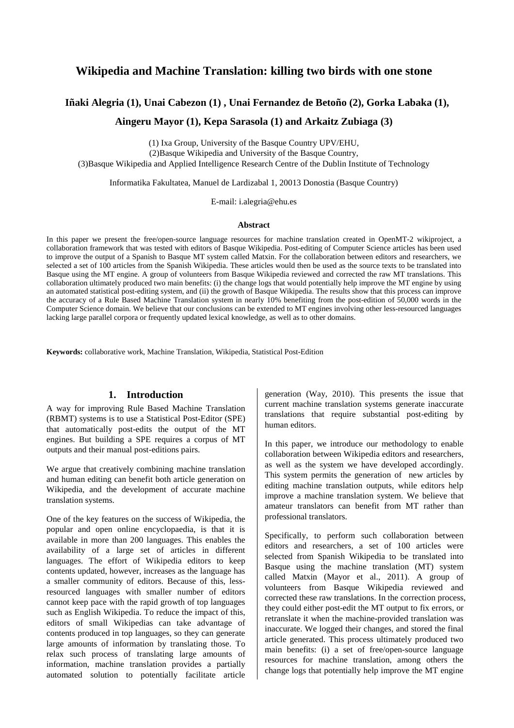# Wikipedia and Machine Translation: killing two birds with one stone

**Iñaki Alegria (1), Unai Cabezon (1) , Unai Fernandez de Betoño (2), Gorka Labaka (1), Aingeru Mayor (1), Kepa Sarasola (1) and Arkaitz Zubiaga (3)**

(1) Ixa Group, University of the Basque Country UPV/EHU,
(2)Basque Wikipedia and University of the Basque Country,
(3)Basque Wikipedia and Applied Intelligence Research Centre of the Dublin Institute of Technology

Informatika Fakultatea, Manuel de Lardizabal 1, 20013 Donostia (Basque Country)

E-mail: i.alegria@ehu.es

### Abstract

In this paper we present the free/open-source language resources for machine translation created in OpenMT-2 wikiproject, a collaboration framework that was tested with editors of Basque Wikipedia. Post-editing of Computer Science articles has been used to improve the output of a Spanish to Basque MT system called Matxin. For the collaboration between editors and researchers, we selected a set of 100 articles from the Spanish Wikipedia. These articles would then be used as the source texts to be translated into Basque using the MT engine. A group of volunteers from Basque Wikipedia reviewed and corrected the raw MT translations. This collaboration ultimately produced two main benefits: (i) the change logs that would potentially help improve the MT engine by using an automated statistical post-editing system, and (ii) the growth of Basque Wikipedia. The results show that this process can improve the accuracy of a Rule Based Machine Translation system in nearly 10% benefiting from the post-edition of 50,000 words in the Computer Science domain. We believe that our conclusions can be extended to MT engines involving other less-resourced languages lacking large parallel corpora or frequently updated lexical knowledge, as well as to other domains.

**Keywords:** collaborative work, Machine Translation, Wikipedia, Statistical Post-Edition

## 1. Introduction

A way for improving Rule Based Machine Translation (RBMT) systems is to use a Statistical Post-Editor (SPE) that automatically post-edits the output of the MT engines. But building a SPE requires a corpus of MT outputs and their manual post-editions pairs.

We argue that creatively combining machine translation and human editing can benefit both article generation on Wikipedia, and the development of accurate machine translation systems.

One of the key features on the success of Wikipedia, the popular and open online encyclopaedia, is that it is available in more than 200 languages. This enables the availability of a large set of articles in different languages. The effort of Wikipedia editors to keep contents updated, however, increases as the language has a smaller community of editors. Because of this, less-resourced languages with smaller number of editors cannot keep pace with the rapid growth of top languages such as English Wikipedia. To reduce the impact of this, editors of small Wikipedias can take advantage of contents produced in top languages, so they can generate large amounts of information by translating those. To relax such process of translating large amounts of information, machine translation provides a partially automated solution to potentially facilitate article generation (Way, 2010). This presents the issue that current machine translation systems generate inaccurate translations that require substantial post-editing by human editors.

In this paper, we introduce our methodology to enable collaboration between Wikipedia editors and researchers, as well as the system we have developed accordingly. This system permits the generation of new articles by editing machine translation outputs, while editors help improve a machine translation system. We believe that amateur translators can benefit from MT rather than professional translators.

Specifically, to perform such collaboration between editors and researchers, a set of 100 articles were selected from Spanish Wikipedia to be translated into Basque using the machine translation (MT) system called Matxin (Mayor et al., 2011). A group of volunteers from Basque Wikipedia reviewed and corrected these raw translations. In the correction process, they could either post-edit the MT output to fix errors, or retranslate it when the machine-provided translation was inaccurate. We logged their changes, and stored the final article generated. This process ultimately produced two main benefits: (i) a set of free/open-source language resources for machine translation, among others the change logs that potentially help improve the MT engine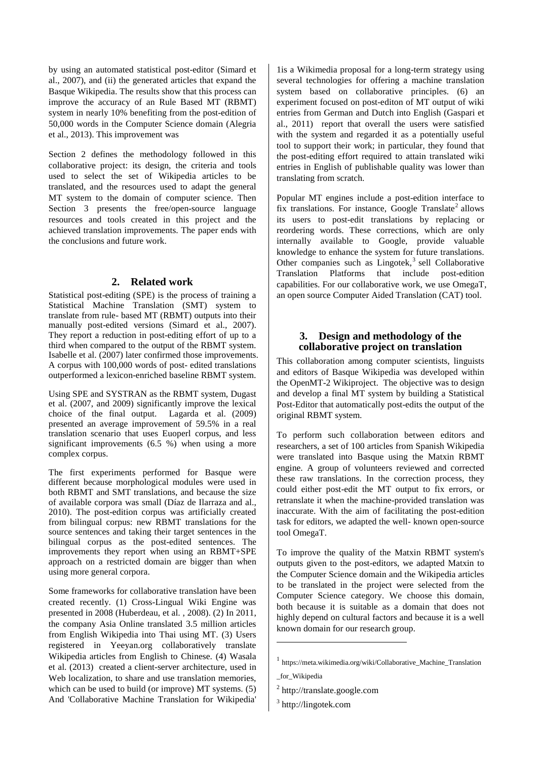by using an automated statistical post-editor (Simard et al., 2007), and (ii) the generated articles that expand the Basque Wikipedia. The results show that this process can improve the accuracy of an Rule Based MT (RBMT) system in nearly 10% benefiting from the post-edition of 50,000 words in the Computer Science domain (Alegria et al., 2013). This improvement was

Section 2 defines the methodology followed in this collaborative project: its design, the criteria and tools used to select the set of Wikipedia articles to be translated, and the resources used to adapt the general MT system to the domain of computer science. Then Section 3 presents the free/open-source language resources and tools created in this project and the achieved translation improvements. The paper ends with the conclusions and future work.

## 2. Related work

Statistical post-editing (SPE) is the process of training a Statistical Machine Translation (SMT) system to translate from rule- based MT (RBMT) outputs into their manually post-edited versions (Simard et al., 2007). They report a reduction in post-editing effort of up to a third when compared to the output of the RBMT system. Isabelle et al. (2007) later confirmed those improvements. A corpus with 100,000 words of post- edited translations outperformed a lexicon-enriched baseline RBMT system.

Using SPE and SYSTRAN as the RBMT system, Dugast et al. (2007, and 2009) significantly improve the lexical choice of the final output. Lagarda et al. (2009) presented an average improvement of 59.5% in a real translation scenario that uses Euoperl corpus, and less significant improvements (6.5 %) when using a more complex corpus.

The first experiments performed for Basque were different because morphological modules were used in both RBMT and SMT translations, and because the size of available corpora was small (Díaz de Ilarraza and al., 2010). The post-edition corpus was artificially created from bilingual corpus: new RBMT translations for the source sentences and taking their target sentences in the bilingual corpus as the post-edited sentences. The improvements they report when using an RBMT+SPE approach on a restricted domain are bigger than when using more general corpora.

Some frameworks for collaborative translation have been created recently. (1) Cross-Lingual Wiki Engine was presented in 2008 (Huberdeau, et al. , 2008). (2) In 2011, the company Asia Online translated 3.5 million articles from English Wikipedia into Thai using MT. (3) Users registered in Yeeyan.org collaboratively translate Wikipedia articles from English to Chinese. (4) Wasala et al. (2013) created a client-server architecture, used in Web localization, to share and use translation memories, which can be used to build (or improve) MT systems. (5) And 'Collaborative Machine Translation for Wikipedia' 1is a Wikimedia proposal for a long-term strategy using several technologies for offering a machine translation system based on collaborative principles. (6) an experiment focused on post-editon of MT output of wiki entries from German and Dutch into English (Gaspari et al., 2011) report that overall the users were satisfied with the system and regarded it as a potentially useful tool to support their work; in particular, they found that the post-editing effort required to attain translated wiki entries in English of publishable quality was lower than translating from scratch.

Popular MT engines include a post-edition interface to fix translations. For instance, Google Translate[2] allows its users to post-edit translations by replacing or reordering words. These corrections, which are only internally available to Google, provide valuable knowledge to enhance the system for future translations. Other companies such as Lingotek,[3] sell Collaborative Translation Platforms that include post-edition capabilities. For our collaborative work, we use OmegaT, an open source Computer Aided Translation (CAT) tool.

## 3. Design and methodology of the collaborative project on translation

This collaboration among computer scientists, linguists and editors of Basque Wikipedia was developed within the OpenMT-2 Wikiproject. The objective was to design and develop a final MT system by building a Statistical Post-Editor that automatically post-edits the output of the original RBMT system.

To perform such collaboration between editors and researchers, a set of 100 articles from Spanish Wikipedia were translated into Basque using the Matxin RBMT engine. A group of volunteers reviewed and corrected these raw translations. In the correction process, they could either post-edit the MT output to fix errors, or retranslate it when the machine-provided translation was inaccurate. With the aim of facilitating the post-edition task for editors, we adapted the well- known open-source tool OmegaT.

To improve the quality of the Matxin RBMT system's outputs given to the post-editors, we adapted Matxin to the Computer Science domain and the Wikipedia articles to be translated in the project were selected from the Computer Science category. We choose this domain, both because it is suitable as a domain that does not highly depend on cultural factors and because it is a well known domain for our research group.

[1] https://meta.wikimedia.org/wiki/Collaborative_Machine_Translation_for_Wikipedia

[2] http://translate.google.com

[3] http://lingotek.com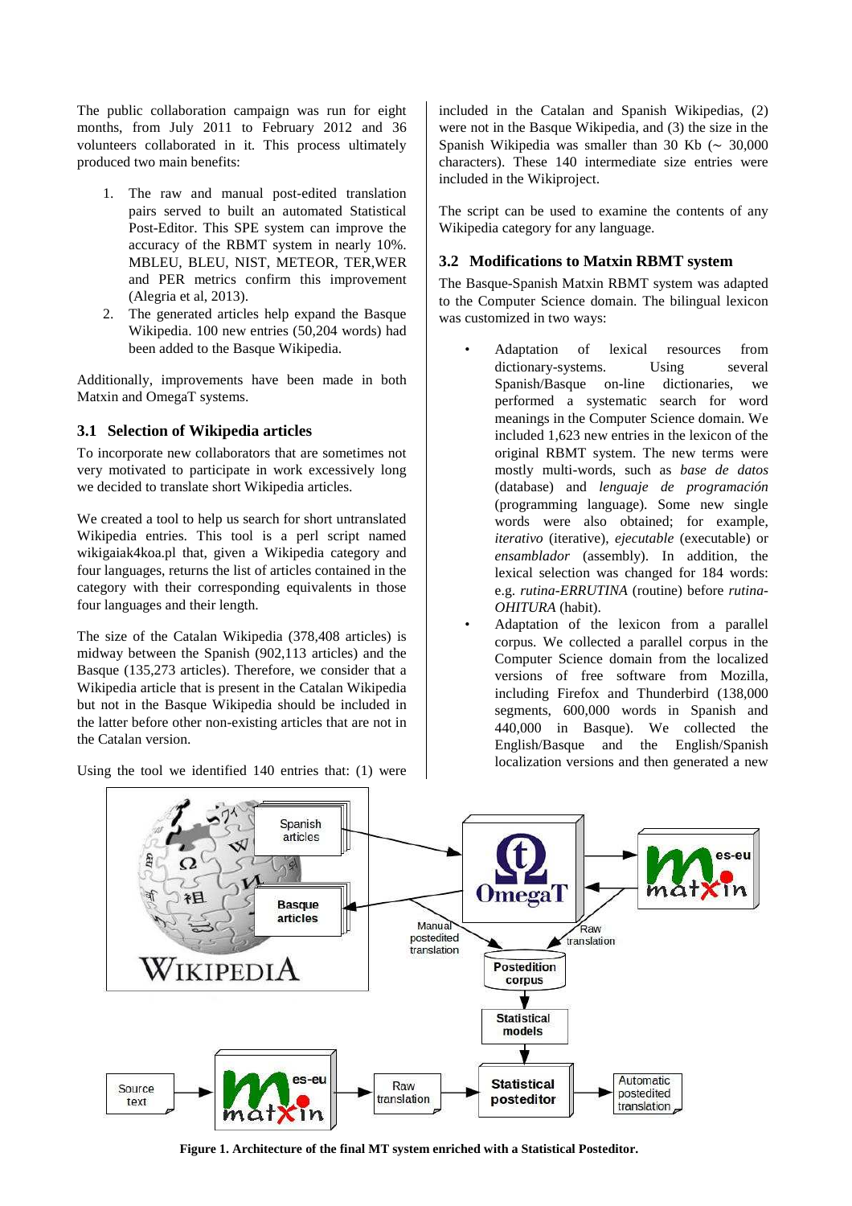The public collaboration campaign was run for eight months, from July 2011 to February 2012 and 36 volunteers collaborated in it. This process ultimately produced two main benefits:

1. The raw and manual post-edited translation pairs served to built an automated Statistical Post-Editor. This SPE system can improve the accuracy of the RBMT system in nearly 10%. MBLEU, BLEU, NIST, METEOR, TER,WER and PER metrics confirm this improvement (Alegria et al, 2013).
2. The generated articles help expand the Basque Wikipedia. 100 new entries (50,204 words) had been added to the Basque Wikipedia.

Additionally, improvements have been made in both Matxin and OmegaT systems.

## 3.1 Selection of Wikipedia articles

To incorporate new collaborators that are sometimes not very motivated to participate in work excessively long we decided to translate short Wikipedia articles.

We created a tool to help us search for short untranslated Wikipedia entries. This tool is a perl script named wikigaiak4koa.pl that, given a Wikipedia category and four languages, returns the list of articles contained in the category with their corresponding equivalents in those four languages and their length.

The size of the Catalan Wikipedia (378,408 articles) is midway between the Spanish (902,113 articles) and the Basque (135,273 articles). Therefore, we consider that a Wikipedia article that is present in the Catalan Wikipedia but not in the Basque Wikipedia should be included in the latter before other non-existing articles that are not in the Catalan version.

Using the tool we identified 140 entries that: (1) were included in the Catalan and Spanish Wikipedias, (2) were not in the Basque Wikipedia, and (3) the size in the Spanish Wikipedia was smaller than 30 Kb (~ 30,000 characters). These 140 intermediate size entries were included in the Wikiproject.

The script can be used to examine the contents of any Wikipedia category for any language.

## 3.2 Modifications to Matxin RBMT system

The Basque-Spanish Matxin RBMT system was adapted to the Computer Science domain. The bilingual lexicon was customized in two ways:

- Adaptation of lexical resources from dictionary-systems. Using several Spanish/Basque on-line dictionaries, we performed a systematic search for word meanings in the Computer Science domain. We included 1,623 new entries in the lexicon of the original RBMT system. The new terms were mostly multi-words, such as *base de datos* (database) and *lenguaje de programación* (programming language). Some new single words were also obtained; for example, *iterativo* (iterative), *ejecutable* (executable) or *ensamblador* (assembly). In addition, the lexical selection was changed for 184 words: e.g. *rutina-ERRUTINA* (routine) before *rutina-OHITURA* (habit).
- Adaptation of the lexicon from a parallel corpus. We collected a parallel corpus in the Computer Science domain from the localized versions of free software from Mozilla, including Firefox and Thunderbird (138,000 segments, 600,000 words in Spanish and 440,000 in Basque). We collected the English/Basque and the English/Spanish localization versions and then generated a new

**Figure 1. Architecture of the final MT system enriched with a Statistical Posteditor.**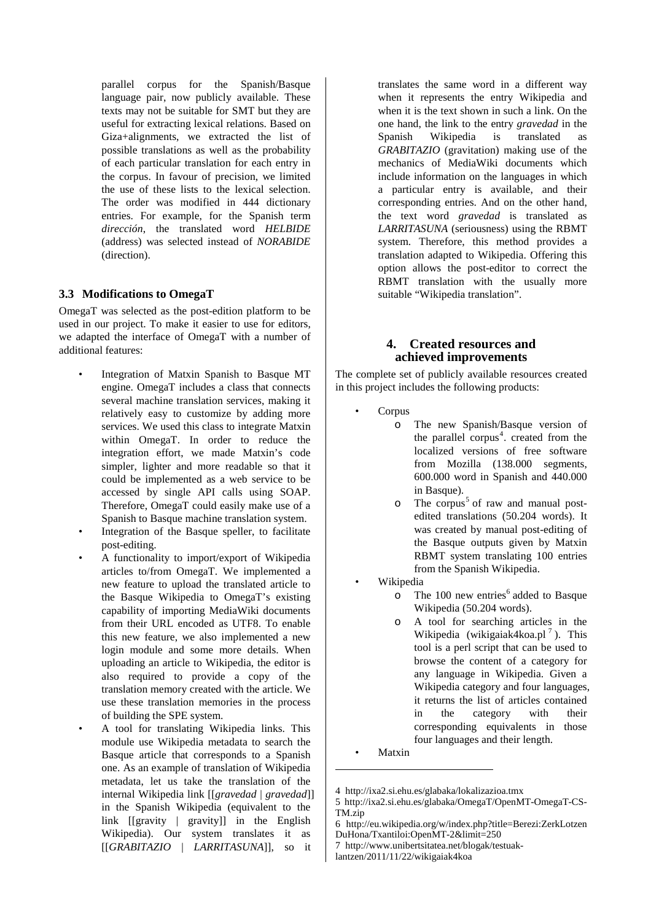parallel corpus for the Spanish/Basque language pair, now publicly available. These texts may not be suitable for SMT but they are useful for extracting lexical relations. Based on Giza+alignments, we extracted the list of possible translations as well as the probability of each particular translation for each entry in the corpus. In favour of precision, we limited the use of these lists to the lexical selection. The order was modified in 444 dictionary entries. For example, for the Spanish term *dirección*, the translated word *HELBIDE* (address) was selected instead of *NORABIDE* (direction).

### 3.3 Modifications to OmegaT

OmegaT was selected as the post-edition platform to be used in our project. To make it easier to use for editors, we adapted the interface of OmegaT with a number of additional features:

- Integration of Matxin Spanish to Basque MT engine. OmegaT includes a class that connects several machine translation services, making it relatively easy to customize by adding more services. We used this class to integrate Matxin within OmegaT. In order to reduce the integration effort, we made Matxin's code simpler, lighter and more readable so that it could be implemented as a web service to be accessed by single API calls using SOAP. Therefore, OmegaT could easily make use of a Spanish to Basque machine translation system.
- Integration of the Basque speller, to facilitate post-editing.
- A functionality to import/export of Wikipedia articles to/from OmegaT. We implemented a new feature to upload the translated article to the Basque Wikipedia to OmegaT's existing capability of importing MediaWiki documents from their URL encoded as UTF8. To enable this new feature, we also implemented a new login module and some more details. When uploading an article to Wikipedia, the editor is also required to provide a copy of the translation memory created with the article. We use these translation memories in the process of building the SPE system.
- A tool for translating Wikipedia links. This module use Wikipedia metadata to search the Basque article that corresponds to a Spanish one. As an example of translation of Wikipedia metadata, let us take the translation of the internal Wikipedia link [[*gravedad* | *gravedad*]] in the Spanish Wikipedia (equivalent to the link [[gravity | gravity]] in the English Wikipedia). Our system translates it as [[*GRABITAZIO* | *LARRITASUNA*]], so it translates the same word in a different way when it represents the entry Wikipedia and when it is the text shown in such a link. On the one hand, the link to the entry *gravedad* in the Spanish Wikipedia is translated as *GRABITAZIO* (gravitation) making use of the mechanics of MediaWiki documents which include information on the languages in which a particular entry is available, and their corresponding entries. And on the other hand, the text word *gravedad* is translated as *LARRITASUNA* (seriousness) using the RBMT system. Therefore, this method provides a translation adapted to Wikipedia. Offering this option allows the post-editor to correct the RBMT translation with the usually more suitable "Wikipedia translation".

## 4. Created resources and achieved improvements

The complete set of publicly available resources created in this project includes the following products:

- Corpus
  - The new Spanish/Basque version of the parallel corpus[4]. created from the localized versions of free software from Mozilla (138.000 segments, 600.000 word in Spanish and 440.000 in Basque).
  - The corpus[5] of raw and manual post-edited translations (50.204 words). It was created by manual post-editing of the Basque outputs given by Matxin RBMT system translating 100 entries from the Spanish Wikipedia.
- Wikipedia
  - The 100 new entries[6] added to Basque Wikipedia (50.204 words).
  - A tool for searching articles in the Wikipedia (wikigaiak4koa.pl[7]). This tool is a perl script that can be used to browse the content of a category for any language in Wikipedia. Given a Wikipedia category and four languages, it returns the list of articles contained in the category with their corresponding equivalents in those four languages and their length.
- Matxin

---

4 http://ixa2.si.ehu.es/glabaka/lokalizazioa.tmx

5 http://ixa2.si.ehu.es/glabaka/OmegaT/OpenMT-OmegaT-CS-TM.zip

6 http://eu.wikipedia.org/w/index.php?title=Berezi:ZerkLotzen DuHona/Txantiloi:OpenMT-2&limit=250

7 http://www.unibertsitatea.net/blogak/testuak-lantzen/2011/11/22/wikigaiak4koa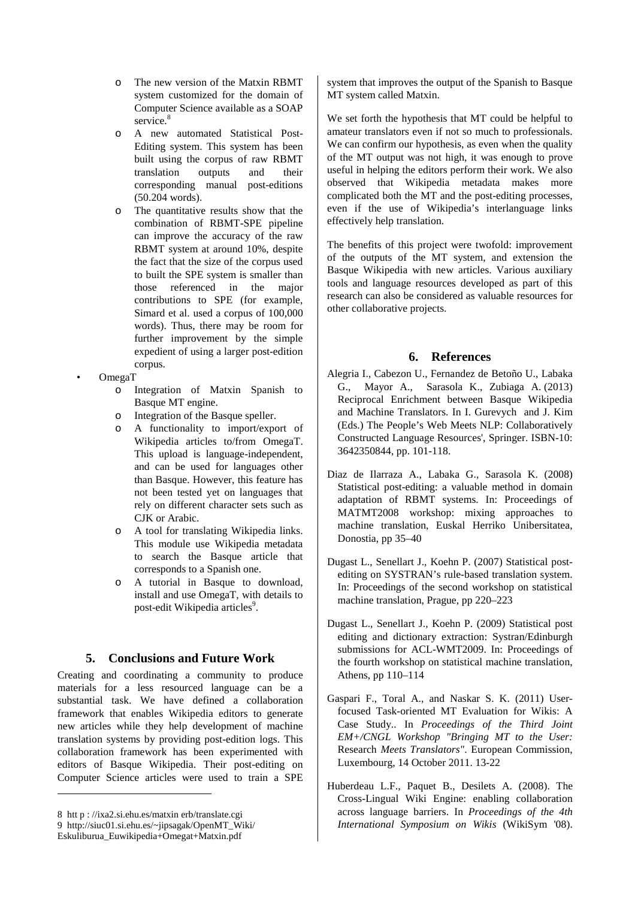- The new version of the Matxin RBMT system customized for the domain of Computer Science available as a SOAP service.[8]
  - A new automated Statistical Post-Editing system. This system has been built using the corpus of raw RBMT translation outputs and their corresponding manual post-editions (50.204 words).
  - The quantitative results show that the combination of RBMT-SPE pipeline can improve the accuracy of the raw RBMT system at around 10%, despite the fact that the size of the corpus used to built the SPE system is smaller than those referenced in the major contributions to SPE (for example, Simard et al. used a corpus of 100,000 words). Thus, there may be room for further improvement by the simple expedient of using a larger post-edition corpus.
- OmegaT
  - Integration of Matxin Spanish to Basque MT engine.
  - Integration of the Basque speller.
  - A functionality to import/export of Wikipedia articles to/from OmegaT. This upload is language-independent, and can be used for languages other than Basque. However, this feature has not been tested yet on languages that rely on different character sets such as CJK or Arabic.
  - A tool for translating Wikipedia links. This module use Wikipedia metadata to search the Basque article that corresponds to a Spanish one.
  - A tutorial in Basque to download, install and use OmegaT, with details to post-edit Wikipedia articles[9].

## 5. Conclusions and Future Work

Creating and coordinating a community to produce materials for a less resourced language can be a substantial task. We have defined a collaboration framework that enables Wikipedia editors to generate new articles while they help development of machine translation systems by providing post-edition logs. This collaboration framework has been experimented with editors of Basque Wikipedia. Their post-editing on Computer Science articles were used to train a SPE system that improves the output of the Spanish to Basque MT system called Matxin.

We set forth the hypothesis that MT could be helpful to amateur translators even if not so much to professionals. We can confirm our hypothesis, as even when the quality of the MT output was not high, it was enough to prove useful in helping the editors perform their work. We also observed that Wikipedia metadata makes more complicated both the MT and the post-editing processes, even if the use of Wikipedia's interlanguage links effectively help translation.

The benefits of this project were twofold: improvement of the outputs of the MT system, and extension the Basque Wikipedia with new articles. Various auxiliary tools and language resources developed as part of this research can also be considered as valuable resources for other collaborative projects.

## 6. References

Alegria I., Cabezon U., Fernandez de Betoño U., Labaka G., Mayor A., Sarasola K., Zubiaga A. (2013) Reciprocal Enrichment between Basque Wikipedia and Machine Translators. In I. Gurevych and J. Kim (Eds.) The People's Web Meets NLP: Collaboratively Constructed Language Resources', Springer. ISBN-10: 3642350844, pp. 101-118.

Diaz de Ilarraza A., Labaka G., Sarasola K. (2008) Statistical post-editing: a valuable method in domain adaptation of RBMT systems. In: Proceedings of MATMT2008 workshop: mixing approaches to machine translation, Euskal Herriko Unibersitatea, Donostia, pp 35–40

Dugast L., Senellart J., Koehn P. (2007) Statistical post-editing on SYSTRAN's rule-based translation system. In: Proceedings of the second workshop on statistical machine translation, Prague, pp 220–223

Dugast L., Senellart J., Koehn P. (2009) Statistical post editing and dictionary extraction: Systran/Edinburgh submissions for ACL-WMT2009. In: Proceedings of the fourth workshop on statistical machine translation, Athens, pp 110–114

Gaspari F., Toral A., and Naskar S. K. (2011) User-focused Task-oriented MT Evaluation for Wikis: A Case Study.. In *Proceedings of the Third Joint EM+/CNGL Workshop "Bringing MT to the User:* Research *Meets Translators"*. European Commission, Luxembourg, 14 October 2011. 13-22

Huberdeau L.F., Paquet B., Desilets A. (2008). The Cross-Lingual Wiki Engine: enabling collaboration across language barriers. In *Proceedings of the 4th International Symposium on Wikis* (WikiSym '08).

---

8 htt p : //ixa2.si.ehu.es/matxin erb/translate.cgi

9 http://siuc01.si.ehu.es/~jipsagak/OpenMT_Wiki/Eskuliburua_Euwikipedia+Omegat+Matxin.pdf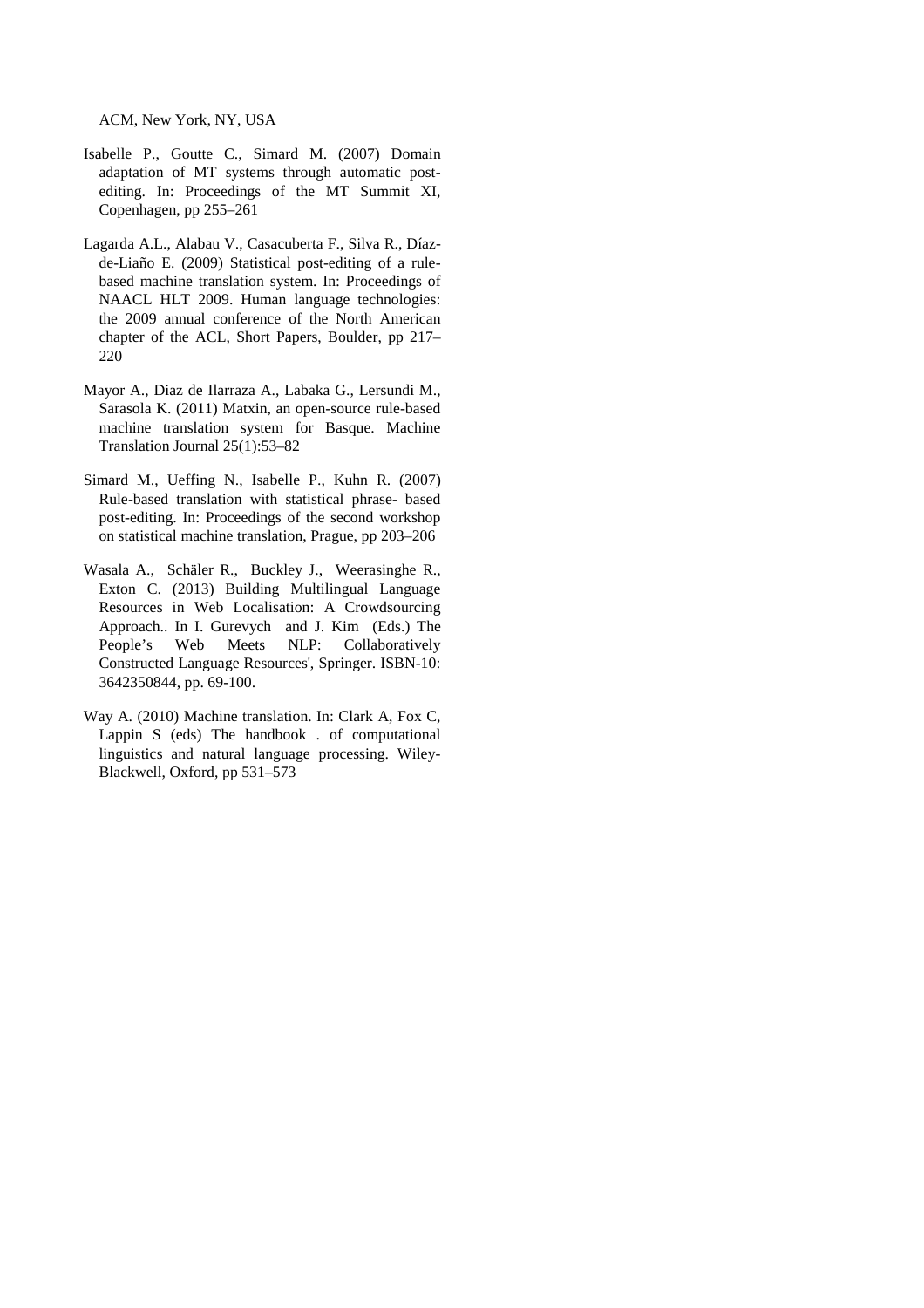ACM, New York, NY, USA

Isabelle P., Goutte C., Simard M. (2007) Domain adaptation of MT systems through automatic post-editing. In: Proceedings of the MT Summit XI, Copenhagen, pp 255–261

Lagarda A.L., Alabau V., Casacuberta F., Silva R., Díaz-de-Liaño E. (2009) Statistical post-editing of a rule-based machine translation system. In: Proceedings of NAACL HLT 2009. Human language technologies: the 2009 annual conference of the North American chapter of the ACL, Short Papers, Boulder, pp 217–220

Mayor A., Diaz de Ilarraza A., Labaka G., Lersundi M., Sarasola K. (2011) Matxin, an open-source rule-based machine translation system for Basque. Machine Translation Journal 25(1):53–82

Simard M., Ueffing N., Isabelle P., Kuhn R. (2007) Rule-based translation with statistical phrase- based post-editing. In: Proceedings of the second workshop on statistical machine translation, Prague, pp 203–206

Wasala A., Schäler R., Buckley J., Weerasinghe R., Exton C. (2013) Building Multilingual Language Resources in Web Localisation: A Crowdsourcing Approach.. In I. Gurevych and J. Kim (Eds.) The People's Web Meets NLP: Collaboratively Constructed Language Resources', Springer. ISBN-10: 3642350844, pp. 69-100.

Way A. (2010) Machine translation. In: Clark A, Fox C, Lappin S (eds) The handbook . of computational linguistics and natural language processing. Wiley-Blackwell, Oxford, pp 531–573